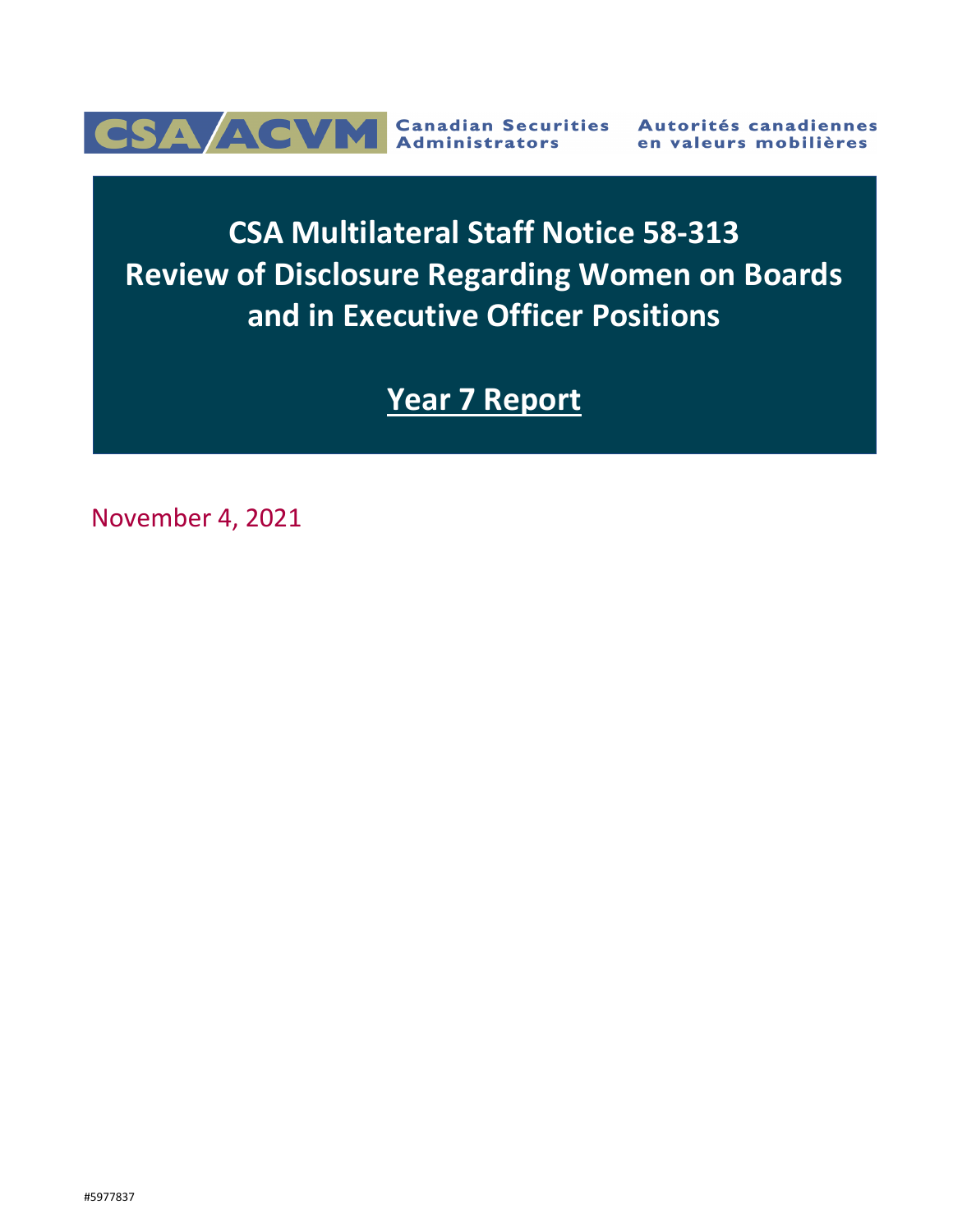CSA/ACVM Canadian Securities Administrators | Autorités canadiennes en valeurs mobilières

# CSA Multilateral Staff Notice 58-313 Review of Disclosure Regarding Women on Boards and in Executive Officer Positions

## Year 7 Report

November 4, 2021

#5977837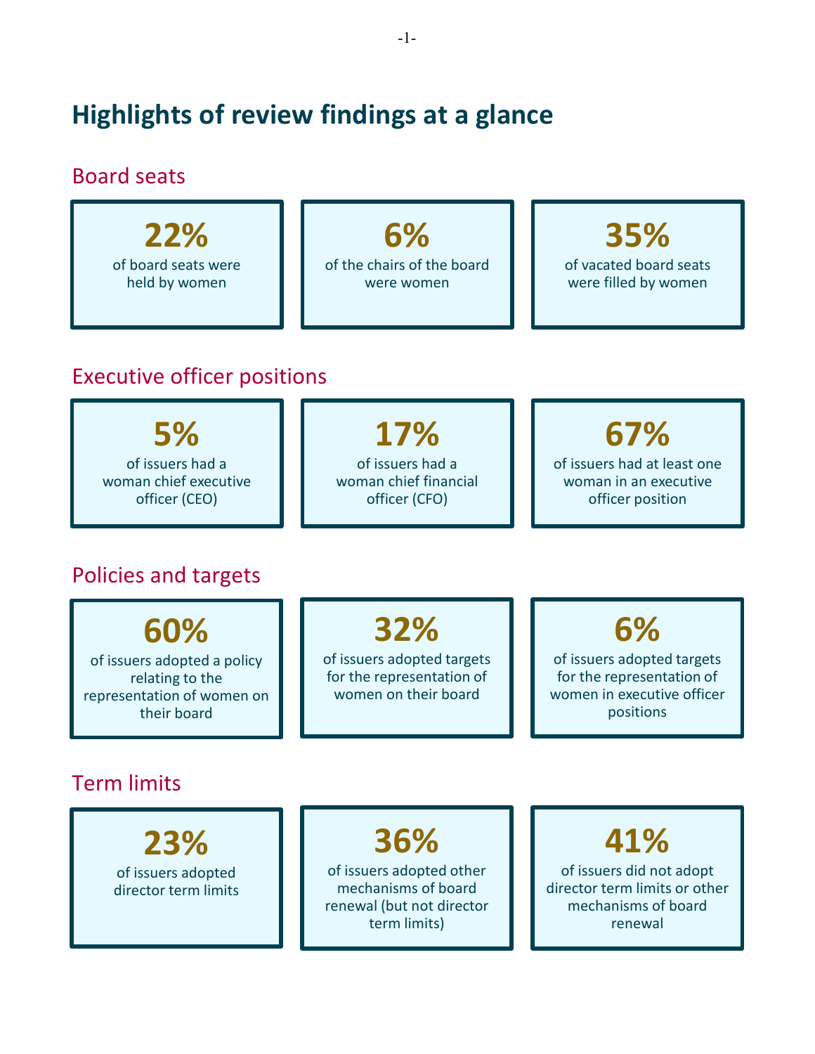# Highlights of review findings at a glance

## Board seats

**22%**
of board seats were held by women

**6%**
of the chairs of the board were women

**35%**
of vacated board seats were filled by women

## Executive officer positions

**5%**
of issuers had a woman chief executive officer (CEO)

**17%**
of issuers had a woman chief financial officer (CFO)

**67%**
of issuers had at least one woman in an executive officer position

## Policies and targets

**60%**
of issuers adopted a policy relating to the representation of women on their board

**32%**
of issuers adopted targets for the representation of women on their board

**6%**
of issuers adopted targets for the representation of women in executive officer positions

## Term limits

**23%**
of issuers adopted director term limits

**36%**
of issuers adopted other mechanisms of board renewal (but not director term limits)

**41%**
of issuers did not adopt director term limits or other mechanisms of board renewal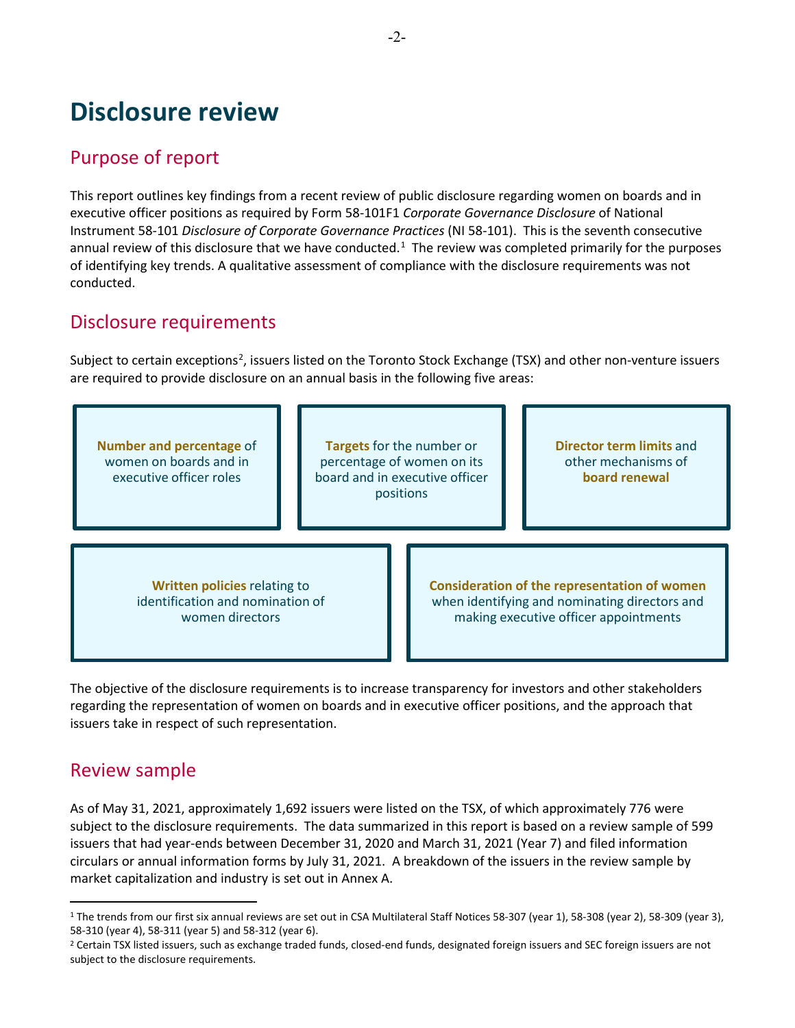# Disclosure review

## Purpose of report

This report outlines key findings from a recent review of public disclosure regarding women on boards and in executive officer positions as required by Form 58-101F1 *Corporate Governance Disclosure* of National Instrument 58-101 *Disclosure of Corporate Governance Practices* (NI 58-101). This is the seventh consecutive annual review of this disclosure that we have conducted.[1] The review was completed primarily for the purposes of identifying key trends. A qualitative assessment of compliance with the disclosure requirements was not conducted.

## Disclosure requirements

Subject to certain exceptions[2], issuers listed on the Toronto Stock Exchange (TSX) and other non-venture issuers are required to provide disclosure on an annual basis in the following five areas:

- **Number and percentage** of women on boards and in executive officer roles
- **Targets** for the number or percentage of women on its board and in executive officer positions
- **Director term limits** and other mechanisms of **board renewal**
- **Written policies** relating to identification and nomination of women directors
- **Consideration of the representation of women** when identifying and nominating directors and making executive officer appointments

The objective of the disclosure requirements is to increase transparency for investors and other stakeholders regarding the representation of women on boards and in executive officer positions, and the approach that issuers take in respect of such representation.

## Review sample

As of May 31, 2021, approximately 1,692 issuers were listed on the TSX, of which approximately 776 were subject to the disclosure requirements. The data summarized in this report is based on a review sample of 599 issuers that had year-ends between December 31, 2020 and March 31, 2021 (Year 7) and filed information circulars or annual information forms by July 31, 2021. A breakdown of the issuers in the review sample by market capitalization and industry is set out in Annex A.

---

[1] The trends from our first six annual reviews are set out in CSA Multilateral Staff Notices 58-307 (year 1), 58-308 (year 2), 58-309 (year 3), 58-310 (year 4), 58-311 (year 5) and 58-312 (year 6).

[2] Certain TSX listed issuers, such as exchange traded funds, closed-end funds, designated foreign issuers and SEC foreign issuers are not subject to the disclosure requirements.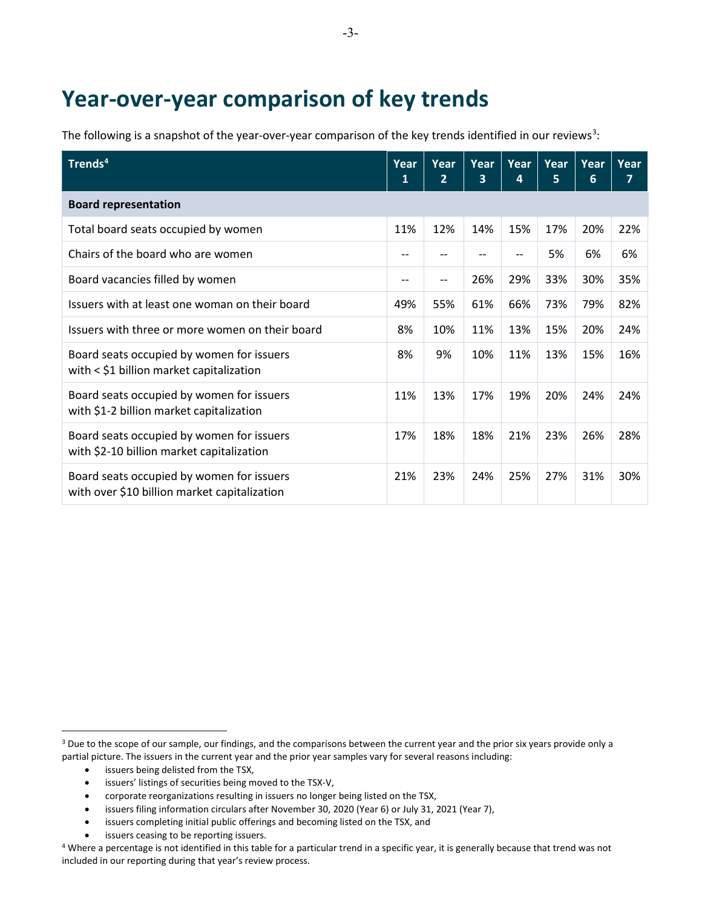# Year-over-year comparison of key trends

The following is a snapshot of the year-over-year comparison of the key trends identified in our reviews[3]:

| Trends[4] | Year 1 | Year 2 | Year 3 | Year 4 | Year 5 | Year 6 | Year 7 |
|---|---|---|---|---|---|---|---|
| **Board representation** | | | | | | | |
| Total board seats occupied by women | 11% | 12% | 14% | 15% | 17% | 20% | 22% |
| Chairs of the board who are women | -- | -- | -- | -- | 5% | 6% | 6% |
| Board vacancies filled by women | -- | -- | 26% | 29% | 33% | 30% | 35% |
| Issuers with at least one woman on their board | 49% | 55% | 61% | 66% | 73% | 79% | 82% |
| Issuers with three or more women on their board | 8% | 10% | 11% | 13% | 15% | 20% | 24% |
| Board seats occupied by women for issuers with < $1 billion market capitalization | 8% | 9% | 10% | 11% | 13% | 15% | 16% |
| Board seats occupied by women for issuers with $1-2 billion market capitalization | 11% | 13% | 17% | 19% | 20% | 24% | 24% |
| Board seats occupied by women for issuers with $2-10 billion market capitalization | 17% | 18% | 18% | 21% | 23% | 26% | 28% |
| Board seats occupied by women for issuers with over $10 billion market capitalization | 21% | 23% | 24% | 25% | 27% | 31% | 30% |

[3] Due to the scope of our sample, our findings, and the comparisons between the current year and the prior six years provide only a partial picture. The issuers in the current year and the prior year samples vary for several reasons including:

- issuers being delisted from the TSX,
- issuers' listings of securities being moved to the TSX-V,
- corporate reorganizations resulting in issuers no longer being listed on the TSX,
- issuers filing information circulars after November 30, 2020 (Year 6) or July 31, 2021 (Year 7),
- issuers completing initial public offerings and becoming listed on the TSX, and
- issuers ceasing to be reporting issuers.

[4] Where a percentage is not identified in this table for a particular trend in a specific year, it is generally because that trend was not included in our reporting during that year's review process.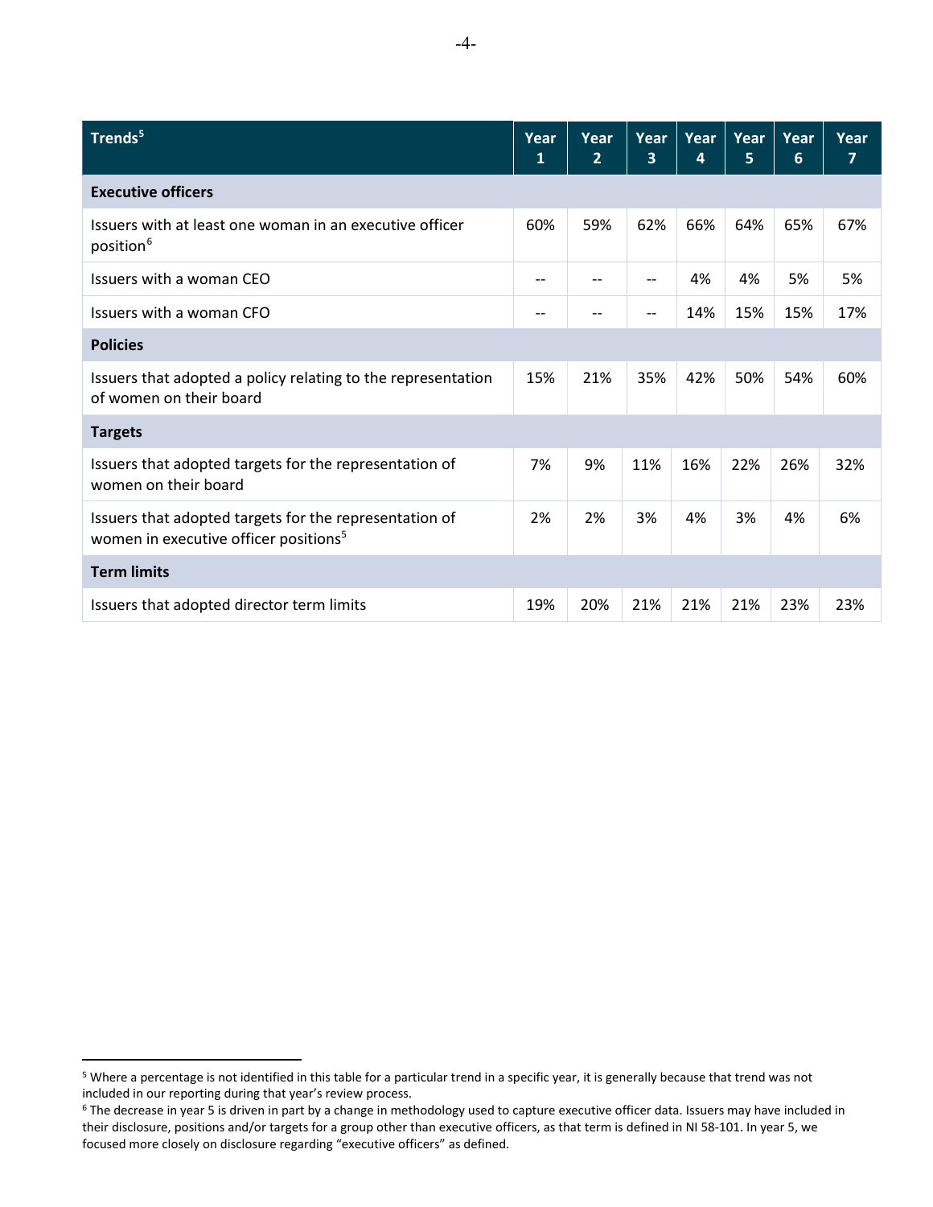| Trends[5] | Year 1 | Year 2 | Year 3 | Year 4 | Year 5 | Year 6 | Year 7 |
|---|---|---|---|---|---|---|---|
| **Executive officers** | | | | | | | |
| Issuers with at least one woman in an executive officer position[6] | 60% | 59% | 62% | 66% | 64% | 65% | 67% |
| Issuers with a woman CEO | -- | -- | -- | 4% | 4% | 5% | 5% |
| Issuers with a woman CFO | -- | -- | -- | 14% | 15% | 15% | 17% |
| **Policies** | | | | | | | |
| Issuers that adopted a policy relating to the representation of women on their board | 15% | 21% | 35% | 42% | 50% | 54% | 60% |
| **Targets** | | | | | | | |
| Issuers that adopted targets for the representation of women on their board | 7% | 9% | 11% | 16% | 22% | 26% | 32% |
| Issuers that adopted targets for the representation of women in executive officer positions[5] | 2% | 2% | 3% | 4% | 3% | 4% | 6% |
| **Term limits** | | | | | | | |
| Issuers that adopted director term limits | 19% | 20% | 21% | 21% | 21% | 23% | 23% |

[5] Where a percentage is not identified in this table for a particular trend in a specific year, it is generally because that trend was not included in our reporting during that year's review process.

[6] The decrease in year 5 is driven in part by a change in methodology used to capture executive officer data. Issuers may have included in their disclosure, positions and/or targets for a group other than executive officers, as that term is defined in NI 58-101. In year 5, we focused more closely on disclosure regarding "executive officers" as defined.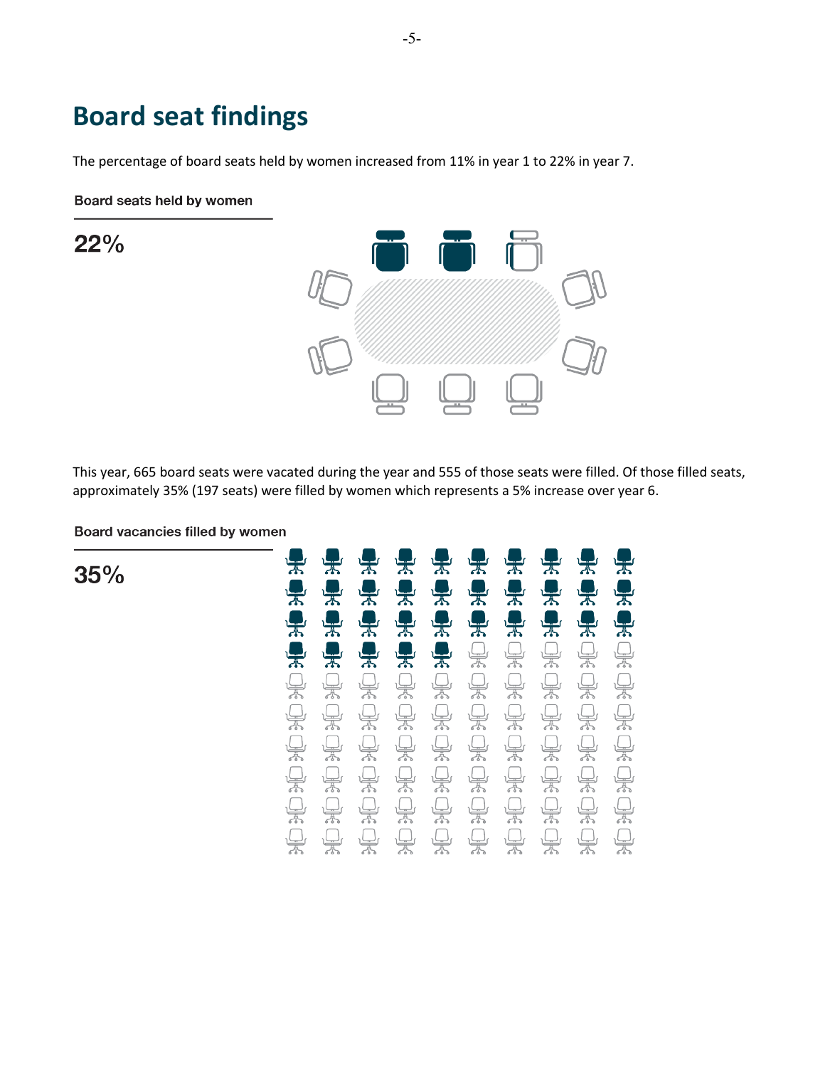# Board seat findings

The percentage of board seats held by women increased from 11% in year 1 to 22% in year 7.

Board seats held by women

22%

This year, 665 board seats were vacated during the year and 555 of those seats were filled. Of those filled seats, approximately 35% (197 seats) were filled by women which represents a 5% increase over year 6.

Board vacancies filled by women

35%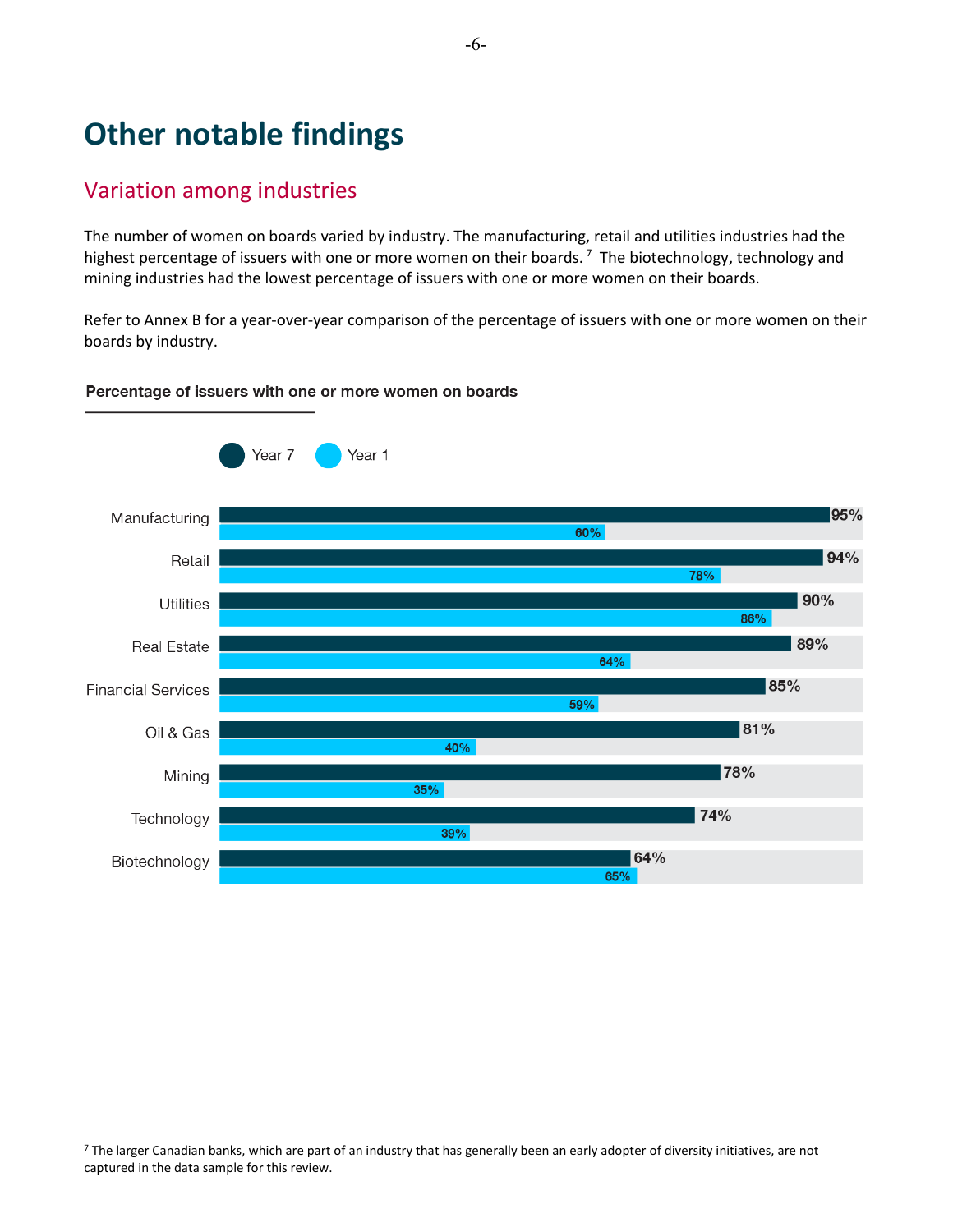# Other notable findings

## Variation among industries

The number of women on boards varied by industry. The manufacturing, retail and utilities industries had the highest percentage of issuers with one or more women on their boards.[7] The biotechnology, technology and mining industries had the lowest percentage of issuers with one or more women on their boards.

Refer to Annex B for a year-over-year comparison of the percentage of issuers with one or more women on their boards by industry.

**Percentage of issuers with one or more women on boards**

| Industry | Year 7 | Year 1 |
|---|---|---|
| Manufacturing | 95% | 60% |
| Retail | 94% | 78% |
| Utilities | 90% | 86% |
| Real Estate | 89% | 64% |
| Financial Services | 85% | 59% |
| Oil & Gas | 81% | 40% |
| Mining | 78% | 35% |
| Technology | 74% | 39% |
| Biotechnology | 64% | 65% |

[7] The larger Canadian banks, which are part of an industry that has generally been an early adopter of diversity initiatives, are not captured in the data sample for this review.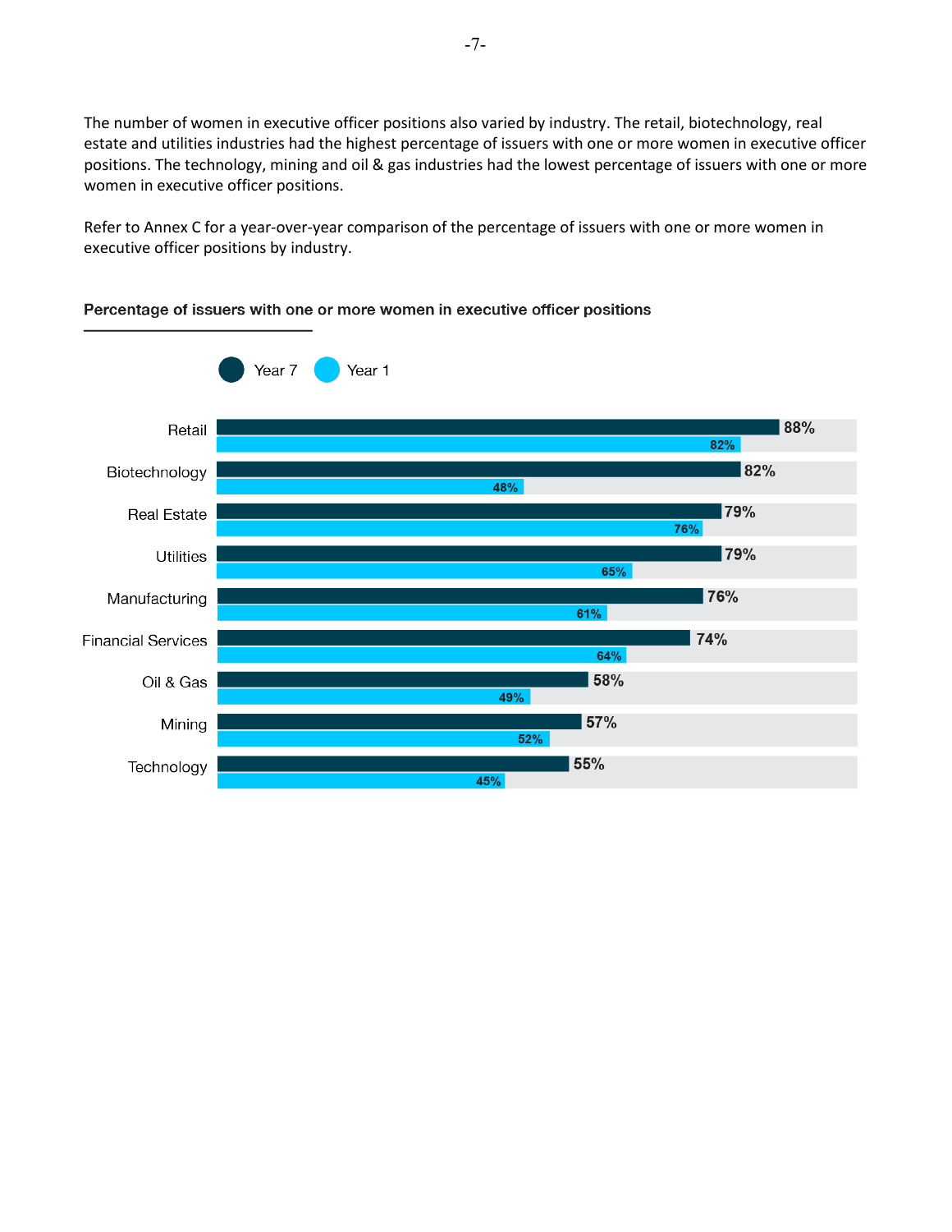The number of women in executive officer positions also varied by industry. The retail, biotechnology, real estate and utilities industries had the highest percentage of issuers with one or more women in executive officer positions. The technology, mining and oil & gas industries had the lowest percentage of issuers with one or more women in executive officer positions.

Refer to Annex C for a year-over-year comparison of the percentage of issuers with one or more women in executive officer positions by industry.

**Percentage of issuers with one or more women in executive officer positions**

| Industry | Year 7 | Year 1 |
| --- | --- | --- |
| Retail | 88% | 82% |
| Biotechnology | 82% | 48% |
| Real Estate | 79% | 76% |
| Utilities | 79% | 65% |
| Manufacturing | 76% | 61% |
| Financial Services | 74% | 64% |
| Oil & Gas | 58% | 49% |
| Mining | 57% | 52% |
| Technology | 55% | 45% |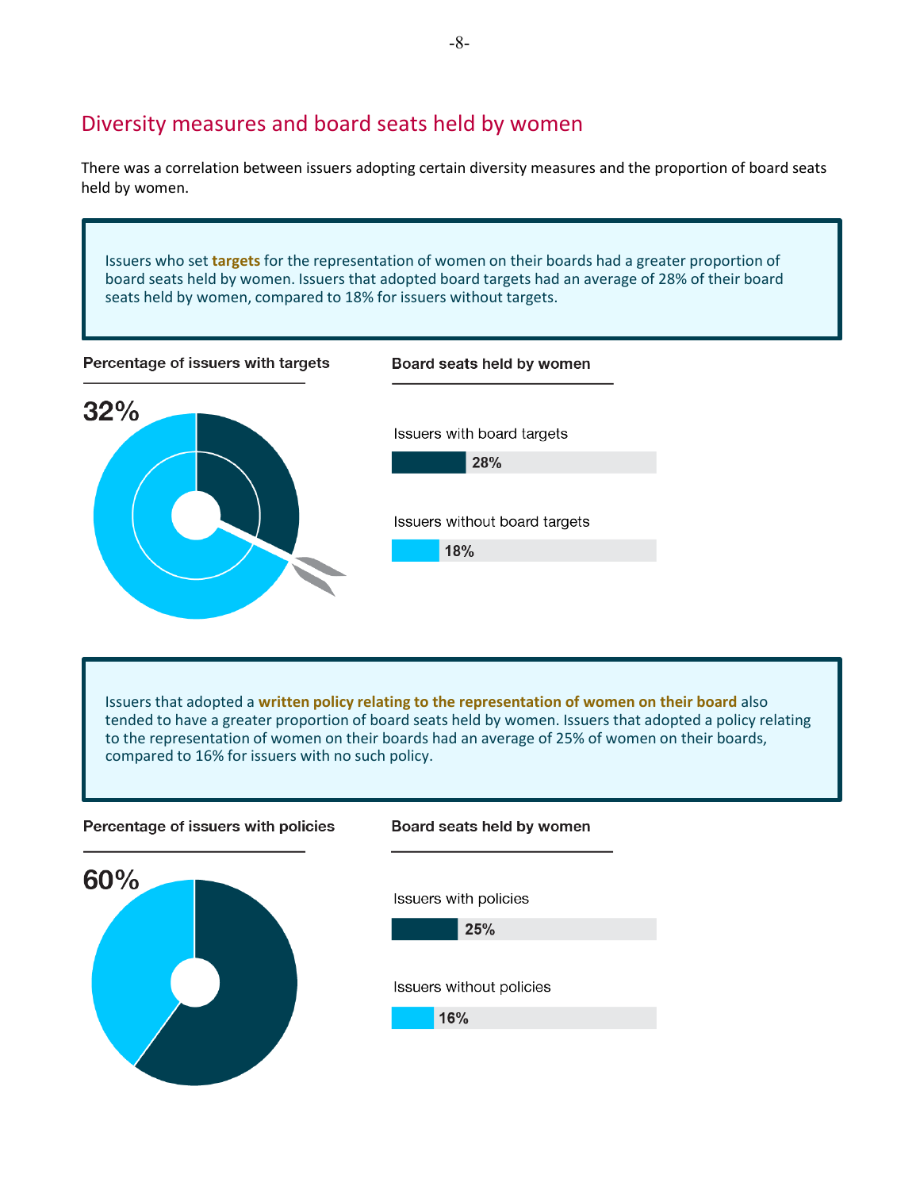## Diversity measures and board seats held by women

There was a correlation between issuers adopting certain diversity measures and the proportion of board seats held by women.

Issuers who set **targets** for the representation of women on their boards had a greater proportion of board seats held by women. Issuers that adopted board targets had an average of 28% of their board seats held by women, compared to 18% for issuers without targets.

**Percentage of issuers with targets**

32%

**Board seats held by women**

Issuers with board targets

28%

Issuers without board targets

18%

Issuers that adopted a **written policy relating to the representation of women on their board** also tended to have a greater proportion of board seats held by women. Issuers that adopted a policy relating to the representation of women on their boards had an average of 25% of women on their boards, compared to 16% for issuers with no such policy.

**Percentage of issuers with policies**

60%

**Board seats held by women**

Issuers with policies

25%

Issuers without policies

16%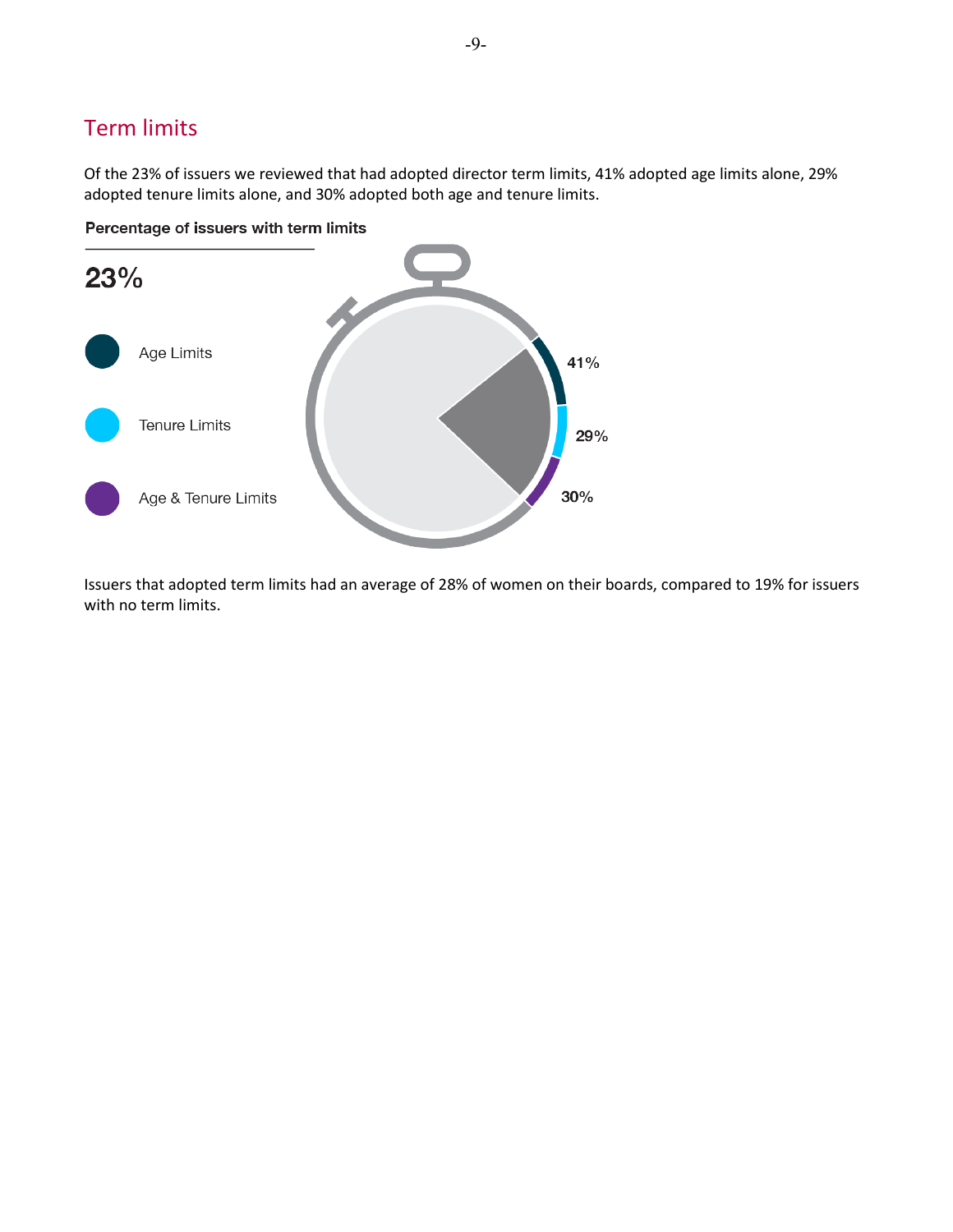## Term limits

Of the 23% of issuers we reviewed that had adopted director term limits, 41% adopted age limits alone, 29% adopted tenure limits alone, and 30% adopted both age and tenure limits.

**Percentage of issuers with term limits**

23%

- Age Limits — 41%
- Tenure Limits — 29%
- Age & Tenure Limits — 30%

Issuers that adopted term limits had an average of 28% of women on their boards, compared to 19% for issuers with no term limits.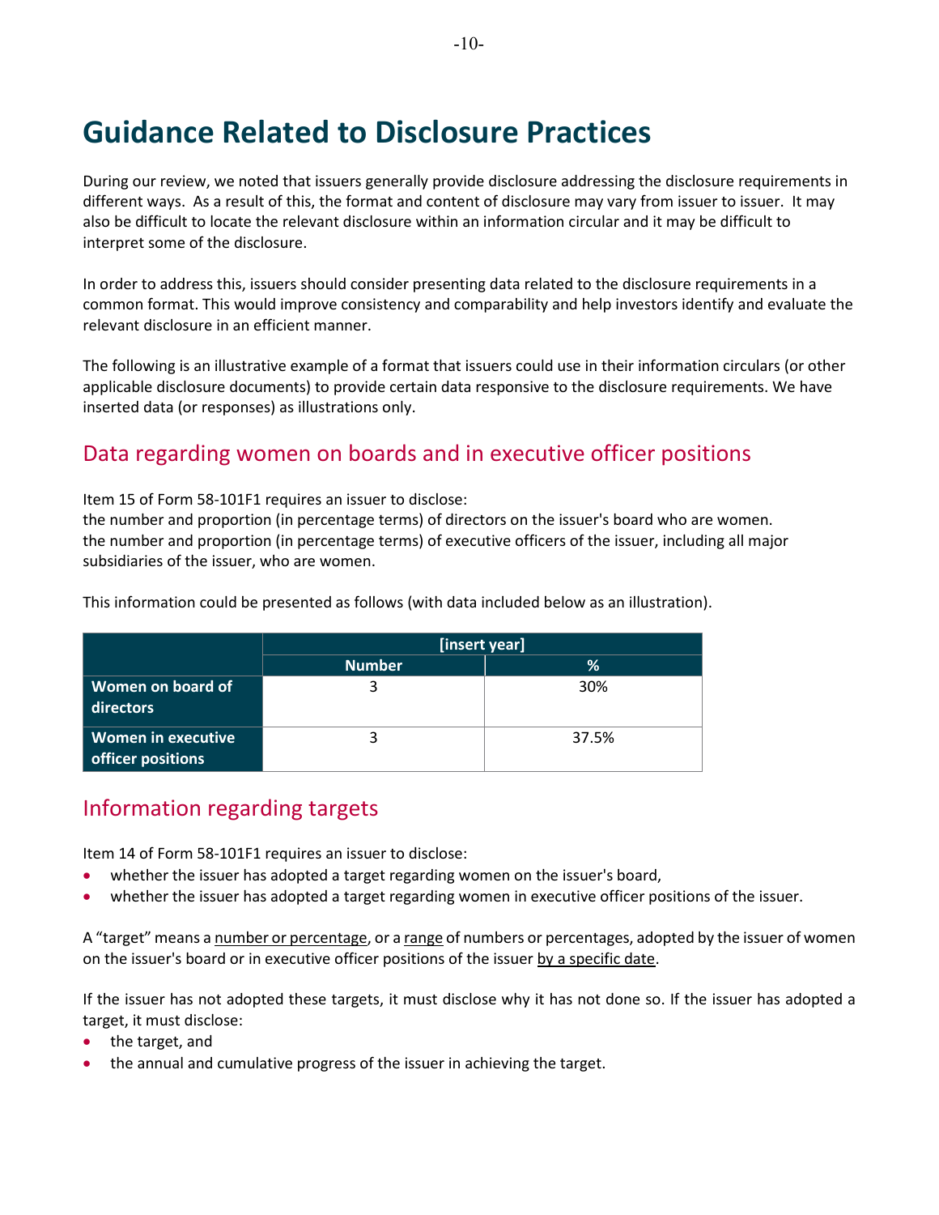# Guidance Related to Disclosure Practices

During our review, we noted that issuers generally provide disclosure addressing the disclosure requirements in different ways. As a result of this, the format and content of disclosure may vary from issuer to issuer. It may also be difficult to locate the relevant disclosure within an information circular and it may be difficult to interpret some of the disclosure.

In order to address this, issuers should consider presenting data related to the disclosure requirements in a common format. This would improve consistency and comparability and help investors identify and evaluate the relevant disclosure in an efficient manner.

The following is an illustrative example of a format that issuers could use in their information circulars (or other applicable disclosure documents) to provide certain data responsive to the disclosure requirements. We have inserted data (or responses) as illustrations only.

## Data regarding women on boards and in executive officer positions

Item 15 of Form 58-101F1 requires an issuer to disclose:
the number and proportion (in percentage terms) of directors on the issuer's board who are women.
the number and proportion (in percentage terms) of executive officers of the issuer, including all major subsidiaries of the issuer, who are women.

This information could be presented as follows (with data included below as an illustration).

| | [insert year] | |
|---|---|---|
| | **Number** | **%** |
| **Women on board of directors** | 3 | 30% |
| **Women in executive officer positions** | 3 | 37.5% |

## Information regarding targets

Item 14 of Form 58-101F1 requires an issuer to disclose:

- whether the issuer has adopted a target regarding women on the issuer's board,
- whether the issuer has adopted a target regarding women in executive officer positions of the issuer.

A "target" means a number or percentage, or a range of numbers or percentages, adopted by the issuer of women on the issuer's board or in executive officer positions of the issuer by a specific date.

If the issuer has not adopted these targets, it must disclose why it has not done so. If the issuer has adopted a target, it must disclose:

- the target, and
- the annual and cumulative progress of the issuer in achieving the target.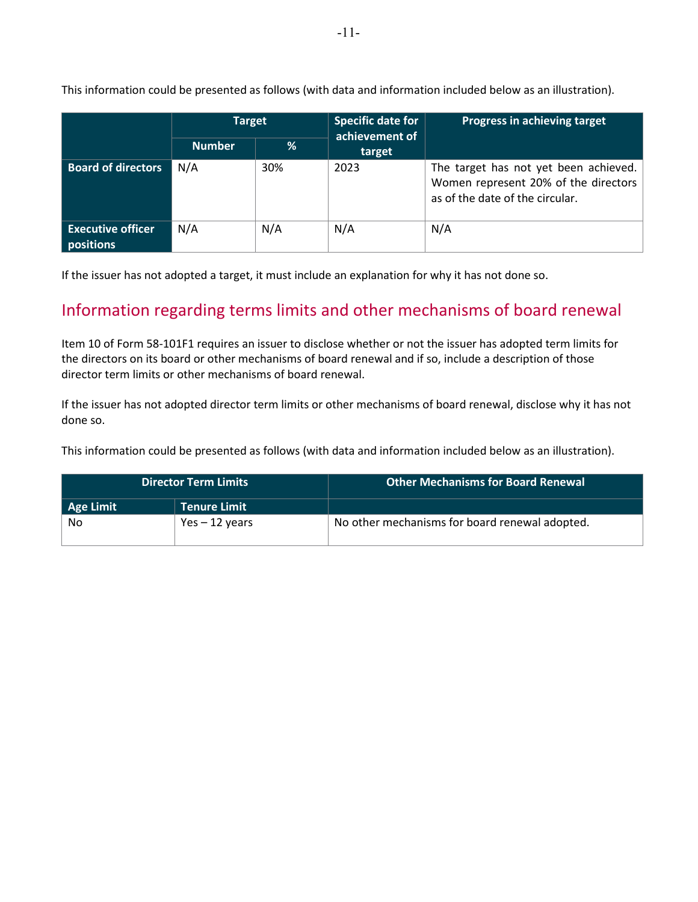This information could be presented as follows (with data and information included below as an illustration).

| | Target | | Specific date for achievement of target | Progress in achieving target |
|---|---|---|---|---|
| | Number | % | | |
| **Board of directors** | N/A | 30% | 2023 | The target has not yet been achieved. Women represent 20% of the directors as of the date of the circular. |
| **Executive officer positions** | N/A | N/A | N/A | N/A |

If the issuer has not adopted a target, it must include an explanation for why it has not done so.

## Information regarding terms limits and other mechanisms of board renewal

Item 10 of Form 58-101F1 requires an issuer to disclose whether or not the issuer has adopted term limits for the directors on its board or other mechanisms of board renewal and if so, include a description of those director term limits or other mechanisms of board renewal.

If the issuer has not adopted director term limits or other mechanisms of board renewal, disclose why it has not done so.

This information could be presented as follows (with data and information included below as an illustration).

| Director Term Limits | | Other Mechanisms for Board Renewal |
|---|---|---|
| Age Limit | Tenure Limit | |
| No | Yes – 12 years | No other mechanisms for board renewal adopted. |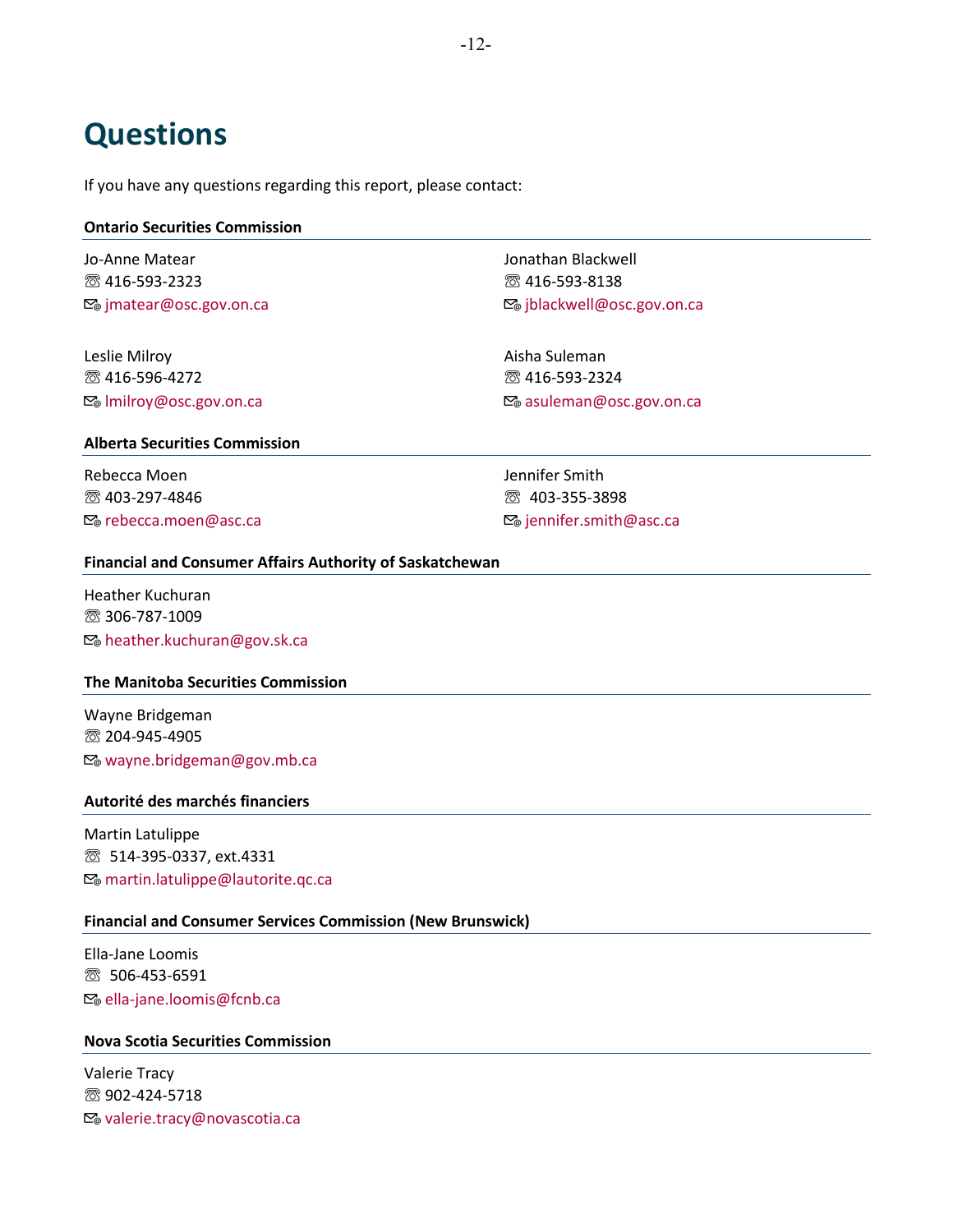# Questions

If you have any questions regarding this report, please contact:

**Ontario Securities Commission**

Jo-Anne Matear
☏ 416-593-2323
✉ jmatear@osc.gov.on.ca

Jonathan Blackwell
☏ 416-593-8138
✉ jblackwell@osc.gov.on.ca

Leslie Milroy
☏ 416-596-4272
✉ lmilroy@osc.gov.on.ca

Aisha Suleman
☏ 416-593-2324
✉ asuleman@osc.gov.on.ca

**Alberta Securities Commission**

Rebecca Moen
☏ 403-297-4846
✉ rebecca.moen@asc.ca

Jennifer Smith
☏ 403-355-3898
✉ jennifer.smith@asc.ca

**Financial and Consumer Affairs Authority of Saskatchewan**

Heather Kuchuran
☏ 306-787-1009
✉ heather.kuchuran@gov.sk.ca

**The Manitoba Securities Commission**

Wayne Bridgeman
☏ 204-945-4905
✉ wayne.bridgeman@gov.mb.ca

**Autorité des marchés financiers**

Martin Latulippe
☏ 514-395-0337, ext.4331
✉ martin.latulippe@lautorite.qc.ca

**Financial and Consumer Services Commission (New Brunswick)**

Ella-Jane Loomis
☏ 506-453-6591
✉ ella-jane.loomis@fcnb.ca

**Nova Scotia Securities Commission**

Valerie Tracy
☏ 902-424-5718
✉ valerie.tracy@novascotia.ca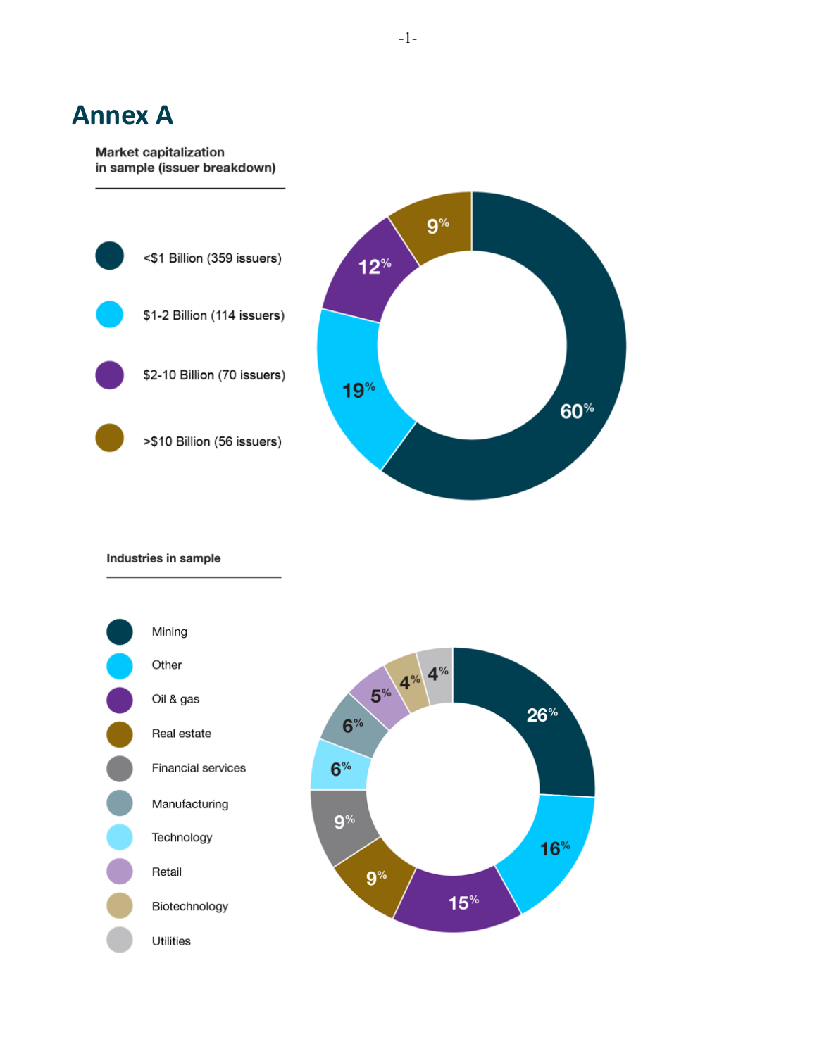# Annex A

**Market capitalization in sample (issuer breakdown)**

| Market capitalization | Share |
| --- | --- |
| <$1 Billion (359 issuers) | 60% |
| $1-2 Billion (114 issuers) | 19% |
| $2-10 Billion (70 issuers) | 12% |
| >$10 Billion (56 issuers) | 9% |

**Industries in sample**

| Industry | Share |
| --- | --- |
| Mining | 26% |
| Other | 16% |
| Oil & gas | 15% |
| Real estate | 9% |
| Financial services | 9% |
| Technology | 6% |
| Manufacturing | 6% |
| Retail | 5% |
| Biotechnology | 4% |
| Utilities | 4% |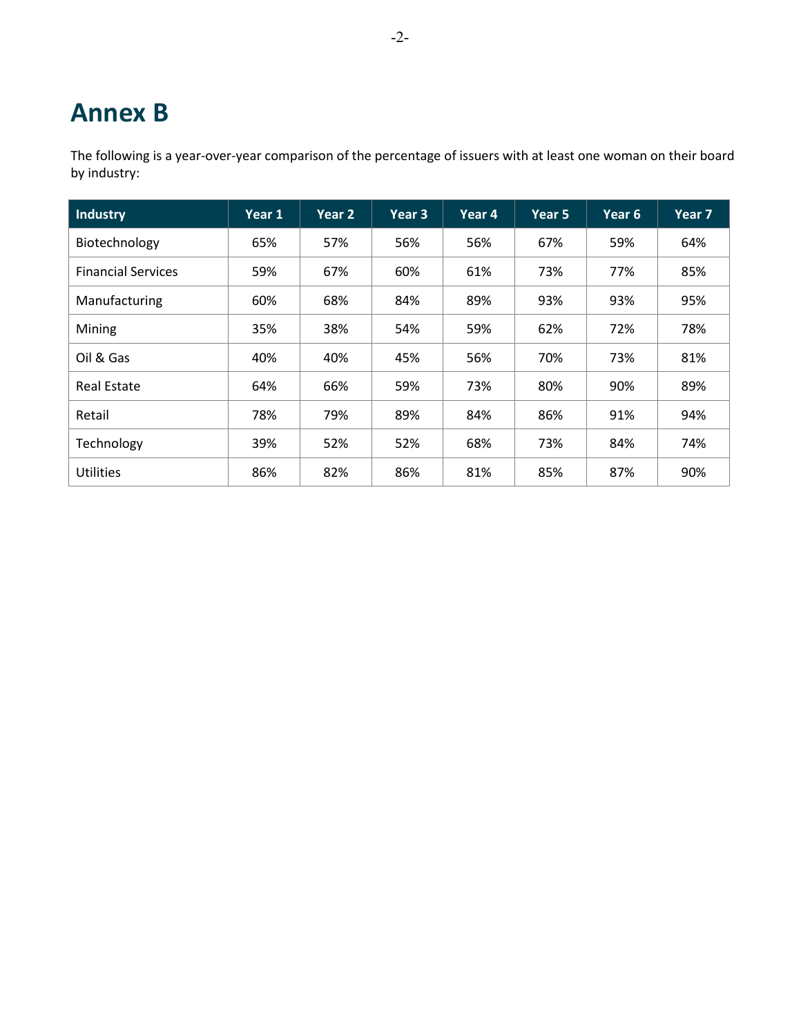# Annex B

The following is a year-over-year comparison of the percentage of issuers with at least one woman on their board by industry:

| Industry | Year 1 | Year 2 | Year 3 | Year 4 | Year 5 | Year 6 | Year 7 |
|---|---|---|---|---|---|---|---|
| Biotechnology | 65% | 57% | 56% | 56% | 67% | 59% | 64% |
| Financial Services | 59% | 67% | 60% | 61% | 73% | 77% | 85% |
| Manufacturing | 60% | 68% | 84% | 89% | 93% | 93% | 95% |
| Mining | 35% | 38% | 54% | 59% | 62% | 72% | 78% |
| Oil & Gas | 40% | 40% | 45% | 56% | 70% | 73% | 81% |
| Real Estate | 64% | 66% | 59% | 73% | 80% | 90% | 89% |
| Retail | 78% | 79% | 89% | 84% | 86% | 91% | 94% |
| Technology | 39% | 52% | 52% | 68% | 73% | 84% | 74% |
| Utilities | 86% | 82% | 86% | 81% | 85% | 87% | 90% |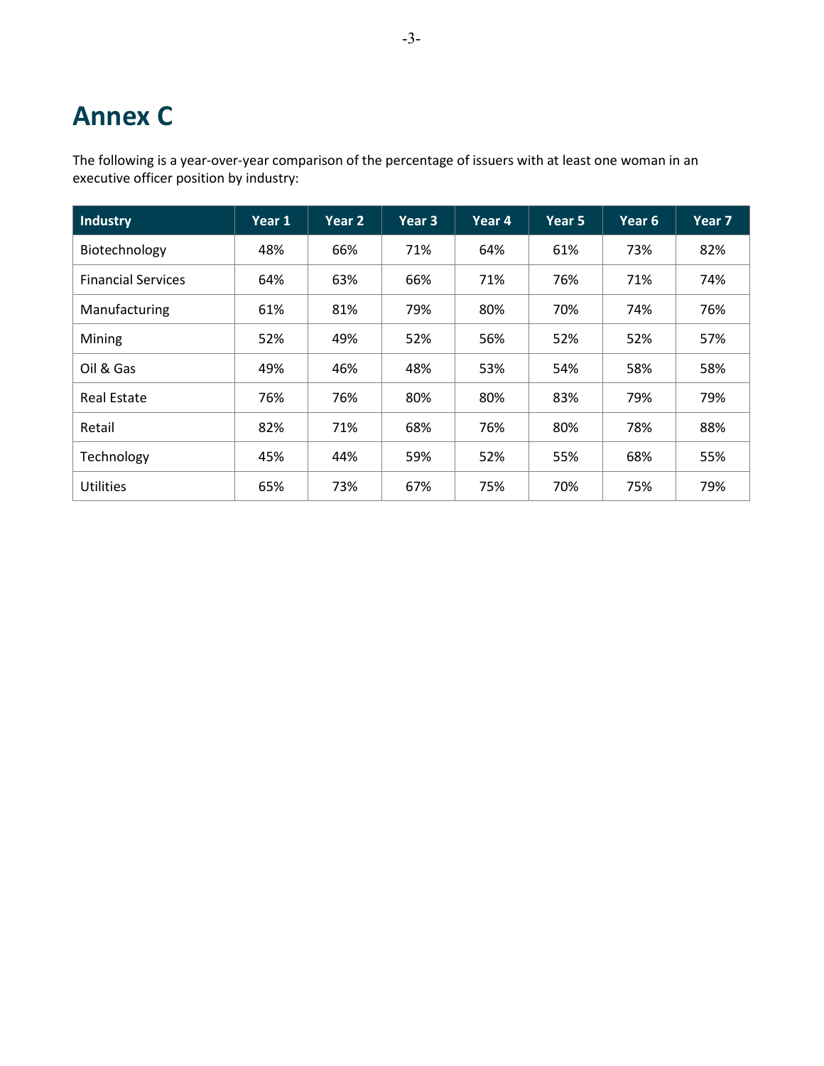# Annex C

The following is a year-over-year comparison of the percentage of issuers with at least one woman in an executive officer position by industry:

| Industry | Year 1 | Year 2 | Year 3 | Year 4 | Year 5 | Year 6 | Year 7 |
|---|---|---|---|---|---|---|---|
| Biotechnology | 48% | 66% | 71% | 64% | 61% | 73% | 82% |
| Financial Services | 64% | 63% | 66% | 71% | 76% | 71% | 74% |
| Manufacturing | 61% | 81% | 79% | 80% | 70% | 74% | 76% |
| Mining | 52% | 49% | 52% | 56% | 52% | 52% | 57% |
| Oil & Gas | 49% | 46% | 48% | 53% | 54% | 58% | 58% |
| Real Estate | 76% | 76% | 80% | 80% | 83% | 79% | 79% |
| Retail | 82% | 71% | 68% | 76% | 80% | 78% | 88% |
| Technology | 45% | 44% | 59% | 52% | 55% | 68% | 55% |
| Utilities | 65% | 73% | 67% | 75% | 70% | 75% | 79% |